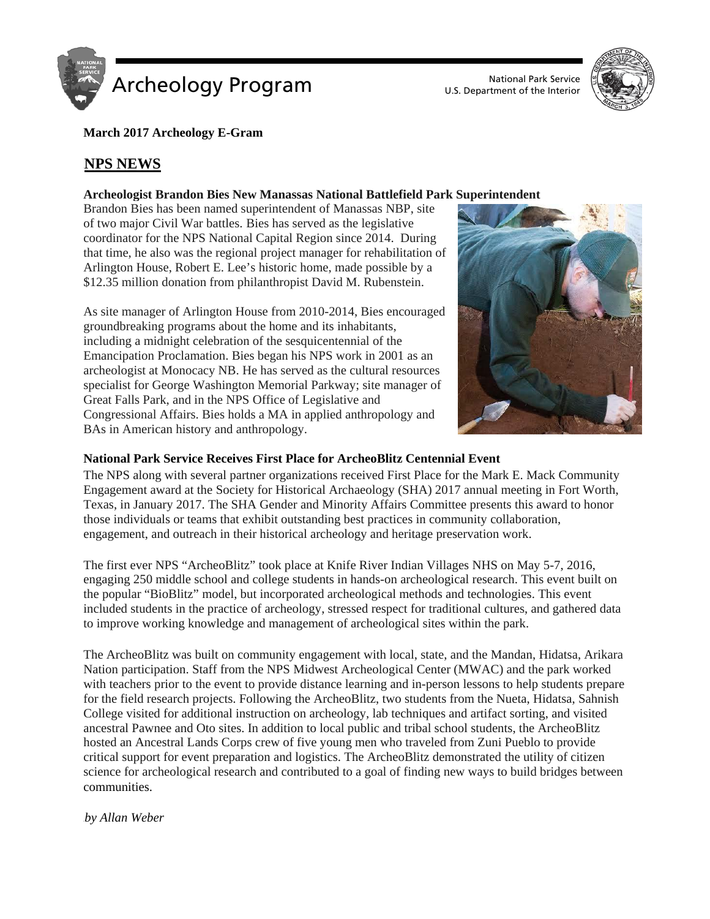# Archeology Program

National Park Service
U.S. Department of the Interior

**March 2017 Archeology E-Gram**

## NPS NEWS

### Archeologist Brandon Bies New Manassas National Battlefield Park Superintendent

Brandon Bies has been named superintendent of Manassas NBP, site of two major Civil War battles. Bies has served as the legislative coordinator for the NPS National Capital Region since 2014. During that time, he also was the regional project manager for rehabilitation of Arlington House, Robert E. Lee's historic home, made possible by a $12.35 million donation from philanthropist David M. Rubenstein.

As site manager of Arlington House from 2010-2014, Bies encouraged groundbreaking programs about the home and its inhabitants, including a midnight celebration of the sesquicentennial of the Emancipation Proclamation. Bies began his NPS work in 2001 as an archeologist at Monocacy NB. He has served as the cultural resources specialist for George Washington Memorial Parkway; site manager of Great Falls Park, and in the NPS Office of Legislative and Congressional Affairs. Bies holds a MA in applied anthropology and BAs in American history and anthropology.

### National Park Service Receives First Place for ArcheoBlitz Centennial Event

The NPS along with several partner organizations received First Place for the Mark E. Mack Community Engagement award at the Society for Historical Archaeology (SHA) 2017 annual meeting in Fort Worth, Texas, in January 2017. The SHA Gender and Minority Affairs Committee presents this award to honor those individuals or teams that exhibit outstanding best practices in community collaboration, engagement, and outreach in their historical archeology and heritage preservation work.

The first ever NPS "ArcheoBlitz" took place at Knife River Indian Villages NHS on May 5-7, 2016, engaging 250 middle school and college students in hands-on archeological research. This event built on the popular "BioBlitz" model, but incorporated archeological methods and technologies. This event included students in the practice of archeology, stressed respect for traditional cultures, and gathered data to improve working knowledge and management of archeological sites within the park.

The ArcheoBlitz was built on community engagement with local, state, and the Mandan, Hidatsa, Arikara Nation participation. Staff from the NPS Midwest Archeological Center (MWAC) and the park worked with teachers prior to the event to provide distance learning and in-person lessons to help students prepare for the field research projects. Following the ArcheoBlitz, two students from the Nueta, Hidatsa, Sahnish College visited for additional instruction on archeology, lab techniques and artifact sorting, and visited ancestral Pawnee and Oto sites. In addition to local public and tribal school students, the ArcheoBlitz hosted an Ancestral Lands Corps crew of five young men who traveled from Zuni Pueblo to provide critical support for event preparation and logistics. The ArcheoBlitz demonstrated the utility of citizen science for archeological research and contributed to a goal of finding new ways to build bridges between communities.

*by Allan Weber*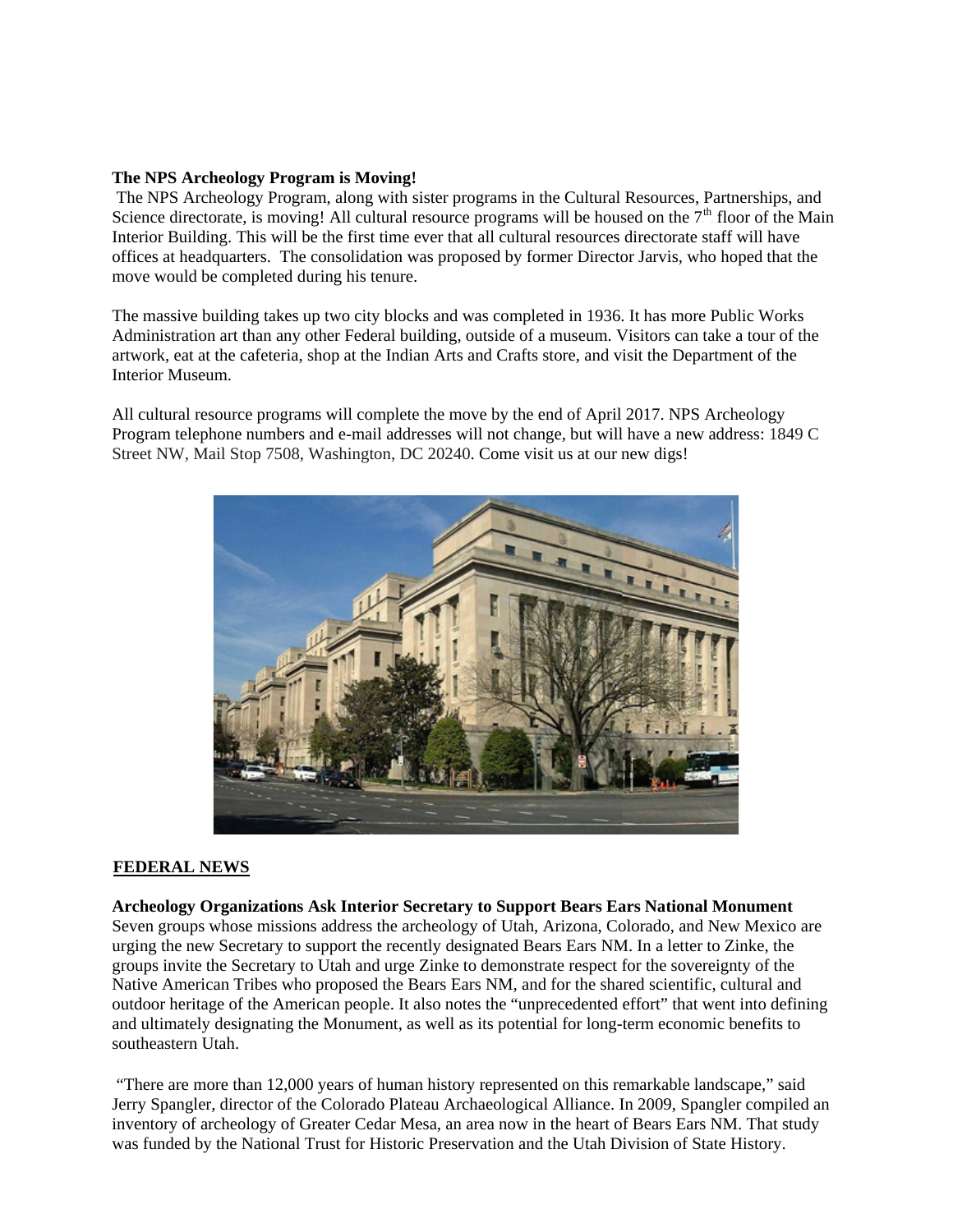**The NPS Archeology Program is Moving!**

The NPS Archeology Program, along with sister programs in the Cultural Resources, Partnerships, and Science directorate, is moving! All cultural resource programs will be housed on the 7th floor of the Main Interior Building. This will be the first time ever that all cultural resources directorate staff will have offices at headquarters. The consolidation was proposed by former Director Jarvis, who hoped that the move would be completed during his tenure.

The massive building takes up two city blocks and was completed in 1936. It has more Public Works Administration art than any other Federal building, outside of a museum. Visitors can take a tour of the artwork, eat at the cafeteria, shop at the Indian Arts and Crafts store, and visit the Department of the Interior Museum.

All cultural resource programs will complete the move by the end of April 2017. NPS Archeology Program telephone numbers and e-mail addresses will not change, but will have a new address: 1849 C Street NW, Mail Stop 7508, Washington, DC 20240. Come visit us at our new digs!

## FEDERAL NEWS

**Archeology Organizations Ask Interior Secretary to Support Bears Ears National Monument**

Seven groups whose missions address the archeology of Utah, Arizona, Colorado, and New Mexico are urging the new Secretary to support the recently designated Bears Ears NM. In a letter to Zinke, the groups invite the Secretary to Utah and urge Zinke to demonstrate respect for the sovereignty of the Native American Tribes who proposed the Bears Ears NM, and for the shared scientific, cultural and outdoor heritage of the American people. It also notes the "unprecedented effort" that went into defining and ultimately designating the Monument, as well as its potential for long-term economic benefits to southeastern Utah.

"There are more than 12,000 years of human history represented on this remarkable landscape," said Jerry Spangler, director of the Colorado Plateau Archaeological Alliance. In 2009, Spangler compiled an inventory of archeology of Greater Cedar Mesa, an area now in the heart of Bears Ears NM. That study was funded by the National Trust for Historic Preservation and the Utah Division of State History.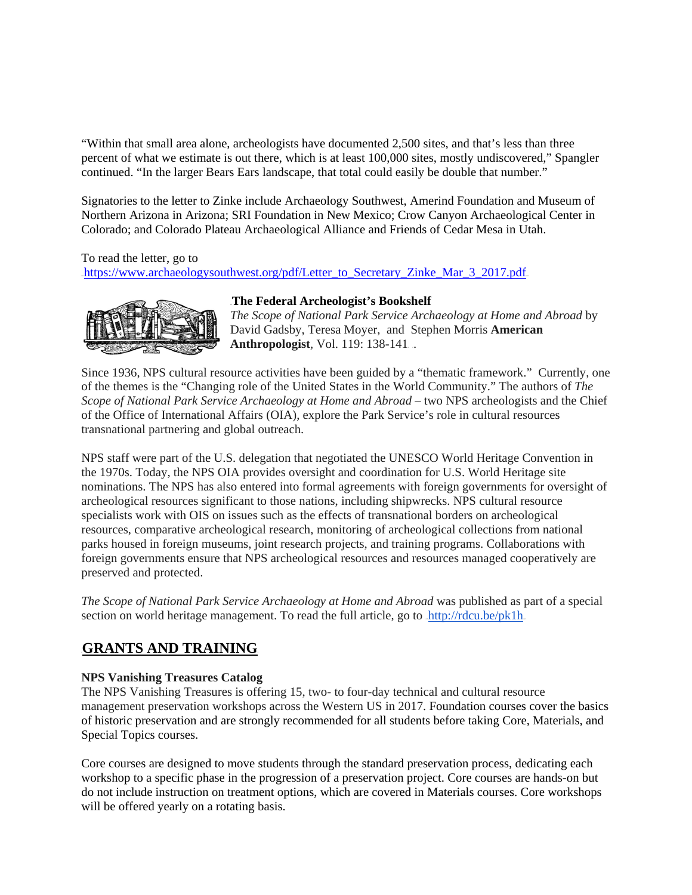"Within that small area alone, archeologists have documented 2,500 sites, and that's less than three percent of what we estimate is out there, which is at least 100,000 sites, mostly undiscovered," Spangler continued. "In the larger Bears Ears landscape, that total could easily be double that number."

Signatories to the letter to Zinke include Archaeology Southwest, Amerind Foundation and Museum of Northern Arizona in Arizona; SRI Foundation in New Mexico; Crow Canyon Archaeological Center in Colorado; and Colorado Plateau Archaeological Alliance and Friends of Cedar Mesa in Utah.

To read the letter, go to https://www.archaeologysouthwest.org/pdf/Letter_to_Secretary_Zinke_Mar_3_2017.pdf

**The Federal Archeologist's Bookshelf**

*The Scope of National Park Service Archaeology at Home and Abroad* by David Gadsby, Teresa Moyer, and Stephen Morris **American Anthropologist**, Vol. 119: 138-141 .

Since 1936, NPS cultural resource activities have been guided by a "thematic framework." Currently, one of the themes is the "Changing role of the United States in the World Community." The authors of *The Scope of National Park Service Archaeology at Home and Abroad* – two NPS archeologists and the Chief of the Office of International Affairs (OIA), explore the Park Service's role in cultural resources transnational partnering and global outreach.

NPS staff were part of the U.S. delegation that negotiated the UNESCO World Heritage Convention in the 1970s. Today, the NPS OIA provides oversight and coordination for U.S. World Heritage site nominations. The NPS has also entered into formal agreements with foreign governments for oversight of archeological resources significant to those nations, including shipwrecks. NPS cultural resource specialists work with OIS on issues such as the effects of transnational borders on archeological resources, comparative archeological research, monitoring of archeological collections from national parks housed in foreign museums, joint research projects, and training programs. Collaborations with foreign governments ensure that NPS archeological resources and resources managed cooperatively are preserved and protected.

*The Scope of National Park Service Archaeology at Home and Abroad* was published as part of a special section on world heritage management. To read the full article, go to http://rdcu.be/pk1h

## GRANTS AND TRAINING

**NPS Vanishing Treasures Catalog**

The NPS Vanishing Treasures is offering 15, two- to four-day technical and cultural resource management preservation workshops across the Western US in 2017. Foundation courses cover the basics of historic preservation and are strongly recommended for all students before taking Core, Materials, and Special Topics courses.

Core courses are designed to move students through the standard preservation process, dedicating each workshop to a specific phase in the progression of a preservation project. Core courses are hands-on but do not include instruction on treatment options, which are covered in Materials courses. Core workshops will be offered yearly on a rotating basis.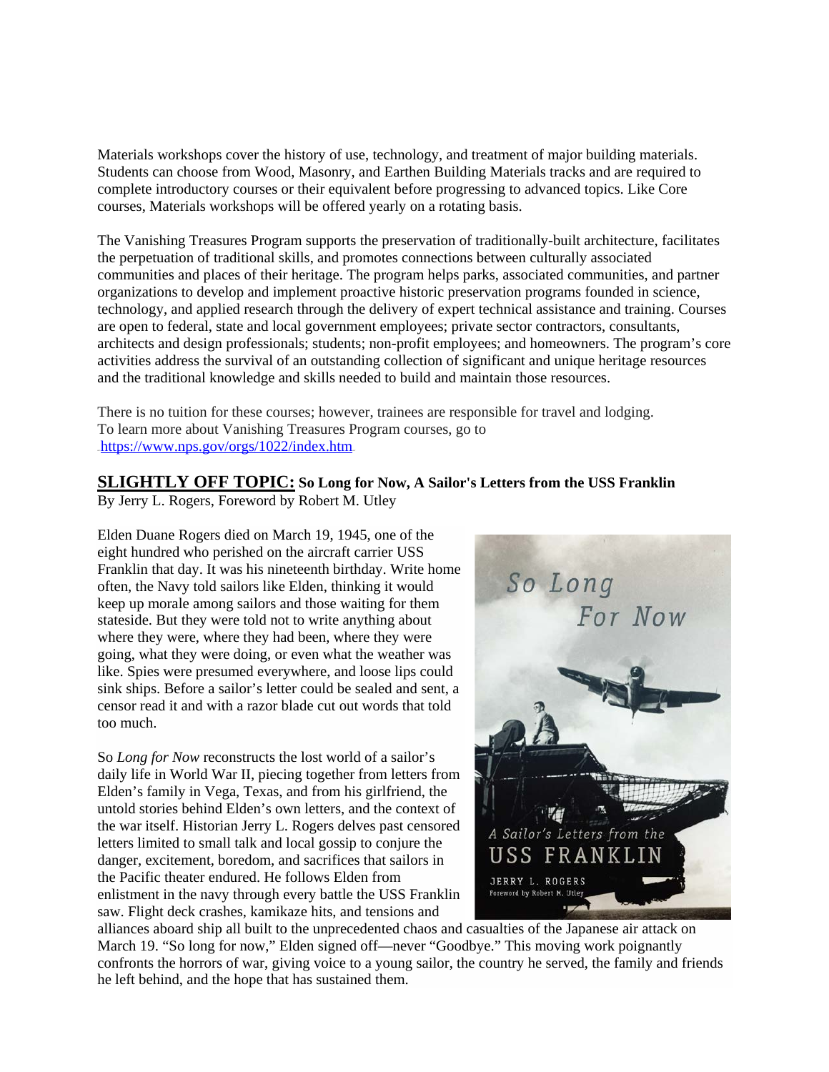Materials workshops cover the history of use, technology, and treatment of major building materials. Students can choose from Wood, Masonry, and Earthen Building Materials tracks and are required to complete introductory courses or their equivalent before progressing to advanced topics. Like Core courses, Materials workshops will be offered yearly on a rotating basis.

The Vanishing Treasures Program supports the preservation of traditionally-built architecture, facilitates the perpetuation of traditional skills, and promotes connections between culturally associated communities and places of their heritage. The program helps parks, associated communities, and partner organizations to develop and implement proactive historic preservation programs founded in science, technology, and applied research through the delivery of expert technical assistance and training. Courses are open to federal, state and local government employees; private sector contractors, consultants, architects and design professionals; students; non-profit employees; and homeowners. The program's core activities address the survival of an outstanding collection of significant and unique heritage resources and the traditional knowledge and skills needed to build and maintain those resources.

There is no tuition for these courses; however, trainees are responsible for travel and lodging. To learn more about Vanishing Treasures Program courses, go to https://www.nps.gov/orgs/1022/index.htm.

## SLIGHTLY OFF TOPIC: So Long for Now, A Sailor's Letters from the USS Franklin

By Jerry L. Rogers, Foreword by Robert M. Utley

Elden Duane Rogers died on March 19, 1945, one of the eight hundred who perished on the aircraft carrier USS Franklin that day. It was his nineteenth birthday. Write home often, the Navy told sailors like Elden, thinking it would keep up morale among sailors and those waiting for them stateside. But they were told not to write anything about where they were, where they had been, where they were going, what they were doing, or even what the weather was like. Spies were presumed everywhere, and loose lips could sink ships. Before a sailor's letter could be sealed and sent, a censor read it and with a razor blade cut out words that told too much.

So *Long for Now* reconstructs the lost world of a sailor's daily life in World War II, piecing together from letters from Elden's family in Vega, Texas, and from his girlfriend, the untold stories behind Elden's own letters, and the context of the war itself. Historian Jerry L. Rogers delves past censored letters limited to small talk and local gossip to conjure the danger, excitement, boredom, and sacrifices that sailors in the Pacific theater endured. He follows Elden from enlistment in the navy through every battle the USS Franklin saw. Flight deck crashes, kamikaze hits, and tensions and alliances aboard ship all built to the unprecedented chaos and casualties of the Japanese air attack on March 19. "So long for now," Elden signed off—never "Goodbye." This moving work poignantly confronts the horrors of war, giving voice to a young sailor, the country he served, the family and friends he left behind, and the hope that has sustained them.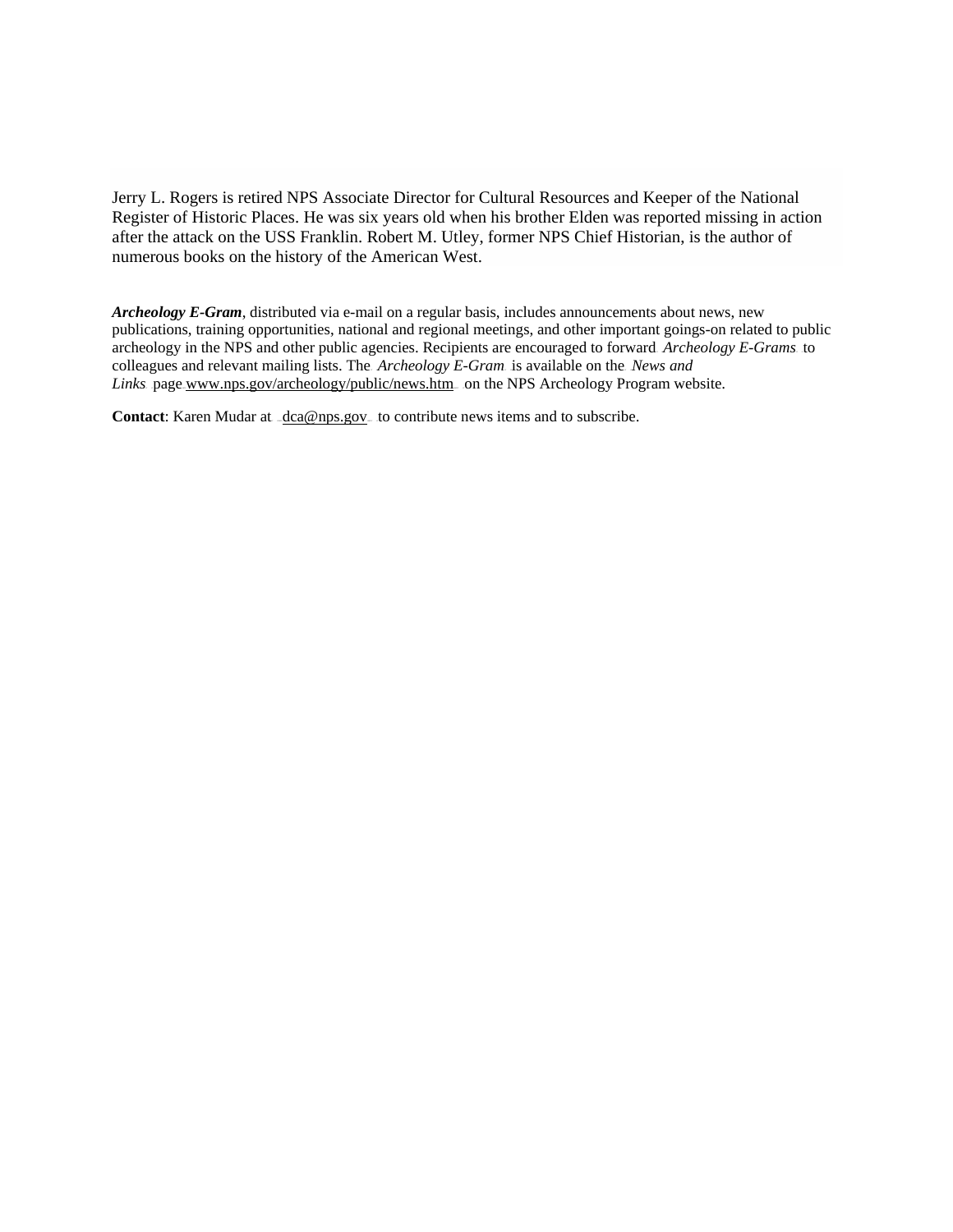Jerry L. Rogers is retired NPS Associate Director for Cultural Resources and Keeper of the National Register of Historic Places. He was six years old when his brother Elden was reported missing in action after the attack on the USS Franklin. Robert M. Utley, former NPS Chief Historian, is the author of numerous books on the history of the American West.

***Archeology E-Gram***, distributed via e-mail on a regular basis, includes announcements about news, new publications, training opportunities, national and regional meetings, and other important goings-on related to public archeology in the NPS and other public agencies. Recipients are encouraged to forward *Archeology E-Grams* to colleagues and relevant mailing lists. The *Archeology E-Gram* is available on the *News and Links* page www.nps.gov/archeology/public/news.htm on the NPS Archeology Program website.

**Contact**: Karen Mudar at dca@nps.gov to contribute news items and to subscribe.